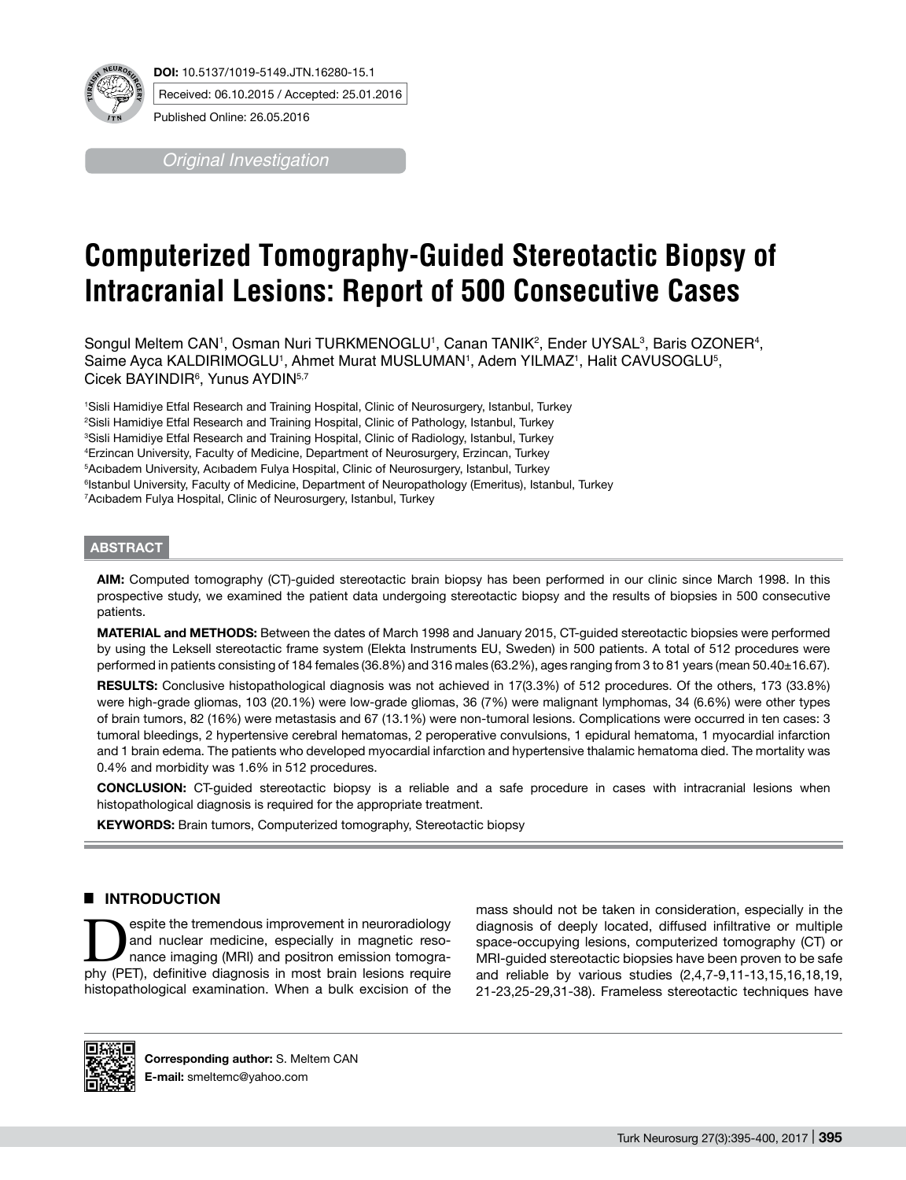**DOI:** 10.5137/1019-5149.JTN.16280-15.1

Received: 06.10.2015 / Accepted: 25.01.2016

Published Online: 26.05.2016

*Original Investigation*

# Computerized Tomography-Guided Stereotactic Biopsy of Intracranial Lesions: Report of 500 Consecutive Cases

Songul Meltem CAN[1], Osman Nuri TURKMENOGLU[1], Canan TANIK[2], Ender UYSAL[3], Baris OZONER[4], Saime Ayca KALDIRIMOGLU[1], Ahmet Murat MUSLUMAN[1], Adem YILMAZ[1], Halit CAVUSOGLU[5], Cicek BAYINDIR[6], Yunus AYDIN[5,7]

[1]Sisli Hamidiye Etfal Research and Training Hospital, Clinic of Neurosurgery, Istanbul, Turkey
[2]Sisli Hamidiye Etfal Research and Training Hospital, Clinic of Pathology, Istanbul, Turkey
[3]Sisli Hamidiye Etfal Research and Training Hospital, Clinic of Radiology, Istanbul, Turkey
[4]Erzincan University, Faculty of Medicine, Department of Neurosurgery, Erzincan, Turkey
[5]Acıbadem University, Acıbadem Fulya Hospital, Clinic of Neurosurgery, Istanbul, Turkey
[6]Istanbul University, Faculty of Medicine, Department of Neuropathology (Emeritus), Istanbul, Turkey
[7]Acıbadem Fulya Hospital, Clinic of Neurosurgery, Istanbul, Turkey

## ABSTRACT

**AIM:** Computed tomography (CT)-guided stereotactic brain biopsy has been performed in our clinic since March 1998. In this prospective study, we examined the patient data undergoing stereotactic biopsy and the results of biopsies in 500 consecutive patients.

**MATERIAL and METHODS:** Between the dates of March 1998 and January 2015, CT-guided stereotactic biopsies were performed by using the Leksell stereotactic frame system (Elekta Instruments EU, Sweden) in 500 patients. A total of 512 procedures were performed in patients consisting of 184 females (36.8%) and 316 males (63.2%), ages ranging from 3 to 81 years (mean 50.40±16.67).

**RESULTS:** Conclusive histopathological diagnosis was not achieved in 17(3.3%) of 512 procedures. Of the others, 173 (33.8%) were high-grade gliomas, 103 (20.1%) were low-grade gliomas, 36 (7%) were malignant lymphomas, 34 (6.6%) were other types of brain tumors, 82 (16%) were metastasis and 67 (13.1%) were non-tumoral lesions. Complications were occurred in ten cases: 3 tumoral bleedings, 2 hypertensive cerebral hematomas, 2 peroperative convulsions, 1 epidural hematoma, 1 myocardial infarction and 1 brain edema. The patients who developed myocardial infarction and hypertensive thalamic hematoma died. The mortality was 0.4% and morbidity was 1.6% in 512 procedures.

**CONCLUSION:** CT-guided stereotactic biopsy is a reliable and a safe procedure in cases with intracranial lesions when histopathological diagnosis is required for the appropriate treatment.

**KEYWORDS:** Brain tumors, Computerized tomography, Stereotactic biopsy

## INTRODUCTION

Despite the tremendous improvement in neuroradiology and nuclear medicine, especially in magnetic resonance imaging (MRI) and positron emission tomography (PET), definitive diagnosis in most brain lesions require histopathological examination. When a bulk excision of the mass should not be taken in consideration, especially in the diagnosis of deeply located, diffused infiltrative or multiple space-occupying lesions, computerized tomography (CT) or MRI-guided stereotactic biopsies have been proven to be safe and reliable by various studies (2,4,7-9,11-13,15,16,18,19, 21-23,25-29,31-38). Frameless stereotactic techniques have

**Corresponding author:** S. Meltem CAN
**E-mail:** smeltemc@yahoo.com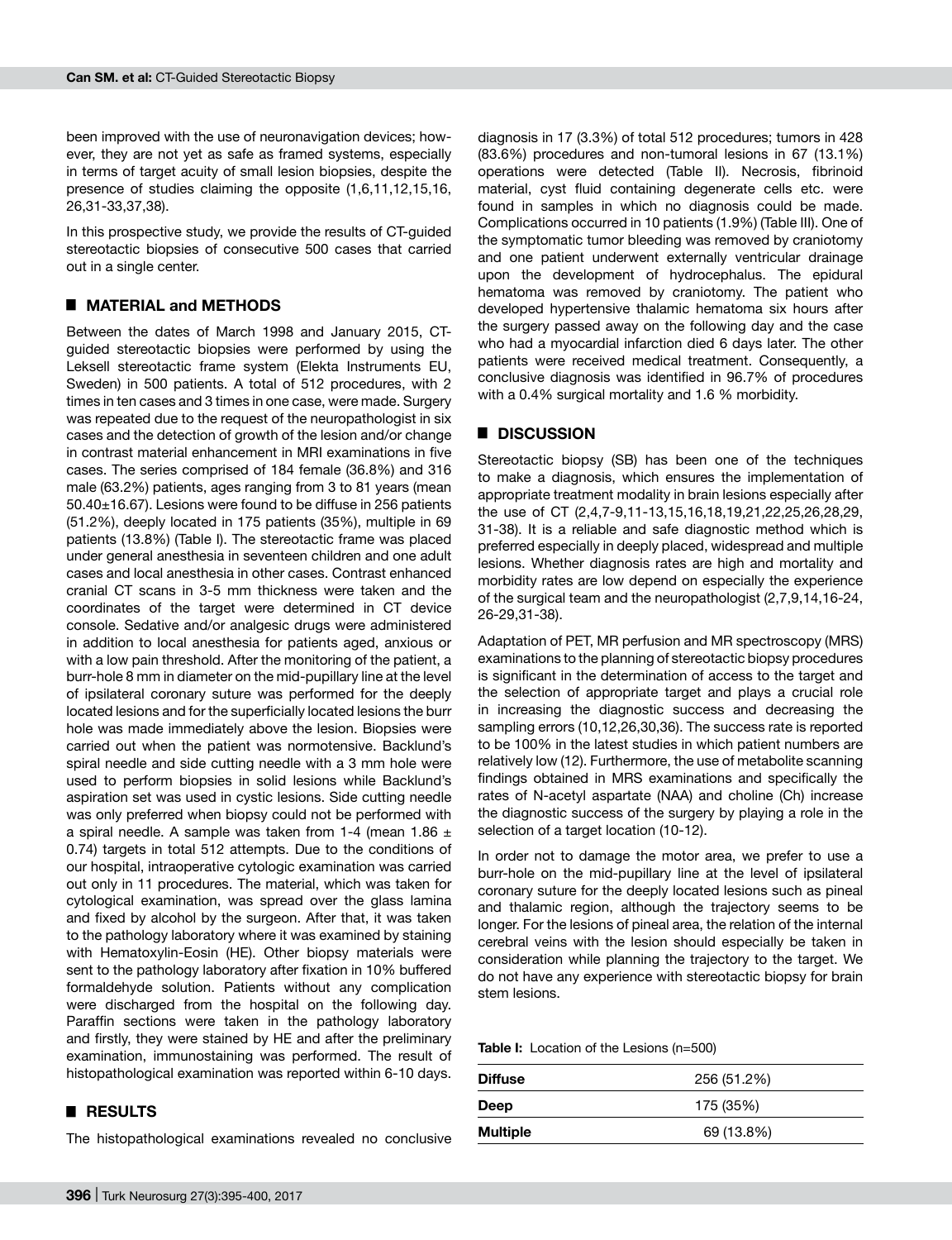been improved with the use of neuronavigation devices; however, they are not yet as safe as framed systems, especially in terms of target acuity of small lesion biopsies, despite the presence of studies claiming the opposite (1,6,11,12,15,16, 26,31-33,37,38).

In this prospective study, we provide the results of CT-guided stereotactic biopsies of consecutive 500 cases that carried out in a single center.

## MATERIAL and METHODS

Between the dates of March 1998 and January 2015, CT-guided stereotactic biopsies were performed by using the Leksell stereotactic frame system (Elekta Instruments EU, Sweden) in 500 patients. A total of 512 procedures, with 2 times in ten cases and 3 times in one case, were made. Surgery was repeated due to the request of the neuropathologist in six cases and the detection of growth of the lesion and/or change in contrast material enhancement in MRI examinations in five cases. The series comprised of 184 female (36.8%) and 316 male (63.2%) patients, ages ranging from 3 to 81 years (mean 50.40±16.67). Lesions were found to be diffuse in 256 patients (51.2%), deeply located in 175 patients (35%), multiple in 69 patients (13.8%) (Table I). The stereotactic frame was placed under general anesthesia in seventeen children and one adult cases and local anesthesia in other cases. Contrast enhanced cranial CT scans in 3-5 mm thickness were taken and the coordinates of the target were determined in CT device console. Sedative and/or analgesic drugs were administered in addition to local anesthesia for patients aged, anxious or with a low pain threshold. After the monitoring of the patient, a burr-hole 8 mm in diameter on the mid-pupillary line at the level of ipsilateral coronary suture was performed for the deeply located lesions and for the superficially located lesions the burr hole was made immediately above the lesion. Biopsies were carried out when the patient was normotensive. Backlund's spiral needle and side cutting needle with a 3 mm hole were used to perform biopsies in solid lesions while Backlund's aspiration set was used in cystic lesions. Side cutting needle was only preferred when biopsy could not be performed with a spiral needle. A sample was taken from 1-4 (mean 1.86 ± 0.74) targets in total 512 attempts. Due to the conditions of our hospital, intraoperative cytologic examination was carried out only in 11 procedures. The material, which was taken for cytological examination, was spread over the glass lamina and fixed by alcohol by the surgeon. After that, it was taken to the pathology laboratory where it was examined by staining with Hematoxylin-Eosin (HE). Other biopsy materials were sent to the pathology laboratory after fixation in 10% buffered formaldehyde solution. Patients without any complication were discharged from the hospital on the following day. Paraffin sections were taken in the pathology laboratory and firstly, they were stained by HE and after the preliminary examination, immunostaining was performed. The result of histopathological examination was reported within 6-10 days.

## RESULTS

The histopathological examinations revealed no conclusive diagnosis in 17 (3.3%) of total 512 procedures; tumors in 428 (83.6%) procedures and non-tumoral lesions in 67 (13.1%) operations were detected (Table II). Necrosis, fibrinoid material, cyst fluid containing degenerate cells etc. were found in samples in which no diagnosis could be made. Complications occurred in 10 patients (1.9%) (Table III). One of the symptomatic tumor bleeding was removed by craniotomy and one patient underwent externally ventricular drainage upon the development of hydrocephalus. The epidural hematoma was removed by craniotomy. The patient who developed hypertensive thalamic hematoma six hours after the surgery passed away on the following day and the case who had a myocardial infarction died 6 days later. The other patients were received medical treatment. Consequently, a conclusive diagnosis was identified in 96.7% of procedures with a 0.4% surgical mortality and 1.6 % morbidity.

## DISCUSSION

Stereotactic biopsy (SB) has been one of the techniques to make a diagnosis, which ensures the implementation of appropriate treatment modality in brain lesions especially after the use of CT (2,4,7-9,11-13,15,16,18,19,21,22,25,26,28,29, 31-38). It is a reliable and safe diagnostic method which is preferred especially in deeply placed, widespread and multiple lesions. Whether diagnosis rates are high and mortality and morbidity rates are low depend on especially the experience of the surgical team and the neuropathologist (2,7,9,14,16-24, 26-29,31-38).

Adaptation of PET, MR perfusion and MR spectroscopy (MRS) examinations to the planning of stereotactic biopsy procedures is significant in the determination of access to the target and the selection of appropriate target and plays a crucial role in increasing the diagnostic success and decreasing the sampling errors (10,12,26,30,36). The success rate is reported to be 100% in the latest studies in which patient numbers are relatively low (12). Furthermore, the use of metabolite scanning findings obtained in MRS examinations and specifically the rates of N-acetyl aspartate (NAA) and choline (Ch) increase the diagnostic success of the surgery by playing a role in the selection of a target location (10-12).

In order not to damage the motor area, we prefer to use a burr-hole on the mid-pupillary line at the level of ipsilateral coronary suture for the deeply located lesions such as pineal and thalamic region, although the trajectory seems to be longer. For the lesions of pineal area, the relation of the internal cerebral veins with the lesion should especially be taken in consideration while planning the trajectory to the target. We do not have any experience with stereotactic biopsy for brain stem lesions.

**Table I:** Location of the Lesions (n=500)

| | |
|---|---|
| **Diffuse** | 256 (51.2%) |
| **Deep** | 175 (35%) |
| **Multiple** | 69 (13.8%) |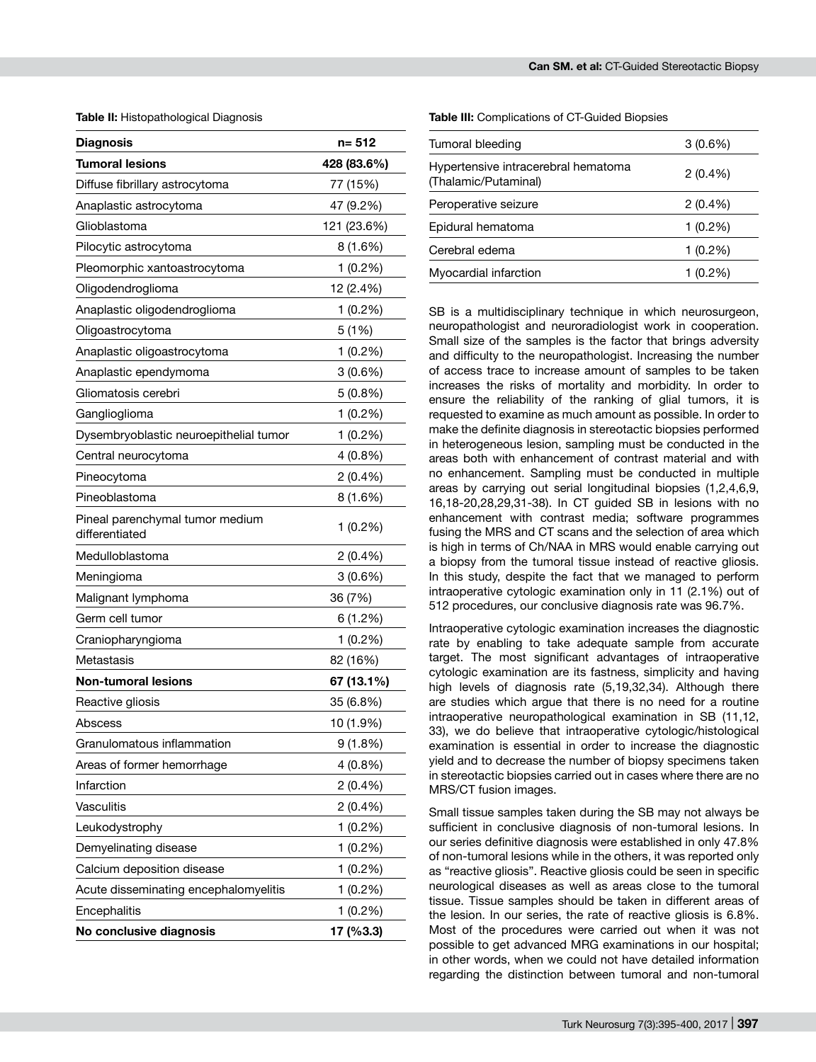**Table II:** Histopathological Diagnosis

| Diagnosis | n= 512 |
|---|---|
| **Tumoral lesions** | **428 (83.6%)** |
| Diffuse fibrillary astrocytoma | 77 (15%) |
| Anaplastic astrocytoma | 47 (9.2%) |
| Glioblastoma | 121 (23.6%) |
| Pilocytic astrocytoma | 8 (1.6%) |
| Pleomorphic xantoastrocytoma | 1 (0.2%) |
| Oligodendroglioma | 12 (2.4%) |
| Anaplastic oligodendroglioma | 1 (0.2%) |
| Oligoastrocytoma | 5 (1%) |
| Anaplastic oligoastrocytoma | 1 (0.2%) |
| Anaplastic ependymoma | 3 (0.6%) |
| Gliomatosis cerebri | 5 (0.8%) |
| Ganglioglioma | 1 (0.2%) |
| Dysembryoblastic neuroepithelial tumor | 1 (0.2%) |
| Central neurocytoma | 4 (0.8%) |
| Pineocytoma | 2 (0.4%) |
| Pineoblastoma | 8 (1.6%) |
| Pineal parenchymal tumor medium differentiated | 1 (0.2%) |
| Medulloblastoma | 2 (0.4%) |
| Meningioma | 3 (0.6%) |
| Malignant lymphoma | 36 (7%) |
| Germ cell tumor | 6 (1.2%) |
| Craniopharyngioma | 1 (0.2%) |
| Metastasis | 82 (16%) |
| **Non-tumoral lesions** | **67 (13.1%)** |
| Reactive gliosis | 35 (6.8%) |
| Abscess | 10 (1.9%) |
| Granulomatous inflammation | 9 (1.8%) |
| Areas of former hemorrhage | 4 (0.8%) |
| Infarction | 2 (0.4%) |
| Vasculitis | 2 (0.4%) |
| Leukodystrophy | 1 (0.2%) |
| Demyelinating disease | 1 (0.2%) |
| Calcium deposition disease | 1 (0.2%) |
| Acute disseminating encephalomyelitis | 1 (0.2%) |
| Encephalitis | 1 (0.2%) |
| **No conclusive diagnosis** | **17 (%3.3)** |

**Table III:** Complications of CT-Guided Biopsies

| Complication | n (%) |
|---|---|
| Tumoral bleeding | 3 (0.6%) |
| Hypertensive intracerebral hematoma (Thalamic/Putaminal) | 2 (0.4%) |
| Peroperative seizure | 2 (0.4%) |
| Epidural hematoma | 1 (0.2%) |
| Cerebral edema | 1 (0.2%) |
| Myocardial infarction | 1 (0.2%) |

SB is a multidisciplinary technique in which neurosurgeon, neuropathologist and neuroradiologist work in cooperation. Small size of the samples is the factor that brings adversity and difficulty to the neuropathologist. Increasing the number of access trace to increase amount of samples to be taken increases the risks of mortality and morbidity. In order to ensure the reliability of the ranking of glial tumors, it is requested to examine as much amount as possible. In order to make the definite diagnosis in stereotactic biopsies performed in heterogeneous lesion, sampling must be conducted in the areas both with enhancement of contrast material and with no enhancement. Sampling must be conducted in multiple areas by carrying out serial longitudinal biopsies (1,2,4,6,9, 16,18-20,28,29,31-38). In CT guided SB in lesions with no enhancement with contrast media; software programmes fusing the MRS and CT scans and the selection of area which is high in terms of Ch/NAA in MRS would enable carrying out a biopsy from the tumoral tissue instead of reactive gliosis. In this study, despite the fact that we managed to perform intraoperative cytologic examination only in 11 (2.1%) out of 512 procedures, our conclusive diagnosis rate was 96.7%.

Intraoperative cytologic examination increases the diagnostic rate by enabling to take adequate sample from accurate target. The most significant advantages of intraoperative cytologic examination are its fastness, simplicity and having high levels of diagnosis rate (5,19,32,34). Although there are studies which argue that there is no need for a routine intraoperative neuropathological examination in SB (11,12, 33), we do believe that intraoperative cytologic/histological examination is essential in order to increase the diagnostic yield and to decrease the number of biopsy specimens taken in stereotactic biopsies carried out in cases where there are no MRS/CT fusion images.

Small tissue samples taken during the SB may not always be sufficient in conclusive diagnosis of non-tumoral lesions. In our series definitive diagnosis were established in only 47.8% of non-tumoral lesions while in the others, it was reported only as "reactive gliosis". Reactive gliosis could be seen in specific neurological diseases as well as areas close to the tumoral tissue. Tissue samples should be taken in different areas of the lesion. In our series, the rate of reactive gliosis is 6.8%. Most of the procedures were carried out when it was not possible to get advanced MRG examinations in our hospital; in other words, when we could not have detailed information regarding the distinction between tumoral and non-tumoral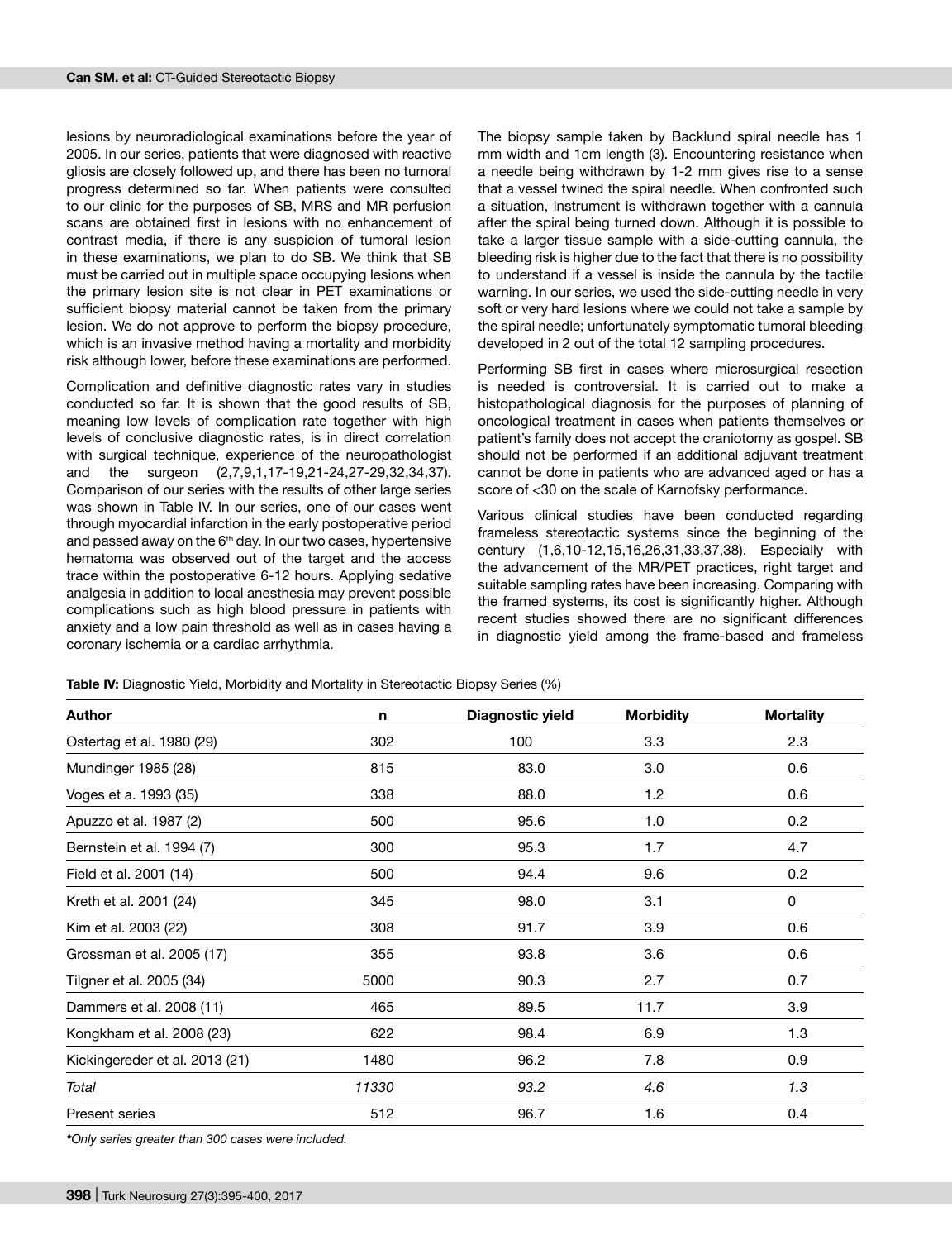lesions by neuroradiological examinations before the year of 2005. In our series, patients that were diagnosed with reactive gliosis are closely followed up, and there has been no tumoral progress determined so far. When patients were consulted to our clinic for the purposes of SB, MRS and MR perfusion scans are obtained first in lesions with no enhancement of contrast media, if there is any suspicion of tumoral lesion in these examinations, we plan to do SB. We think that SB must be carried out in multiple space occupying lesions when the primary lesion site is not clear in PET examinations or sufficient biopsy material cannot be taken from the primary lesion. We do not approve to perform the biopsy procedure, which is an invasive method having a mortality and morbidity risk although lower, before these examinations are performed.

Complication and definitive diagnostic rates vary in studies conducted so far. It is shown that the good results of SB, meaning low levels of complication rate together with high levels of conclusive diagnostic rates, is in direct correlation with surgical technique, experience of the neuropathologist and the surgeon (2,7,9,1,17-19,21-24,27-29,32,34,37). Comparison of our series with the results of other large series was shown in Table IV. In our series, one of our cases went through myocardial infarction in the early postoperative period and passed away on the 6th day. In our two cases, hypertensive hematoma was observed out of the target and the access trace within the postoperative 6-12 hours. Applying sedative analgesia in addition to local anesthesia may prevent possible complications such as high blood pressure in patients with anxiety and a low pain threshold as well as in cases having a coronary ischemia or a cardiac arrhythmia.

The biopsy sample taken by Backlund spiral needle has 1 mm width and 1cm length (3). Encountering resistance when a needle being withdrawn by 1-2 mm gives rise to a sense that a vessel twined the spiral needle. When confronted such a situation, instrument is withdrawn together with a cannula after the spiral being turned down. Although it is possible to take a larger tissue sample with a side-cutting cannula, the bleeding risk is higher due to the fact that there is no possibility to understand if a vessel is inside the cannula by the tactile warning. In our series, we used the side-cutting needle in very soft or very hard lesions where we could not take a sample by the spiral needle; unfortunately symptomatic tumoral bleeding developed in 2 out of the total 12 sampling procedures.

Performing SB first in cases where microsurgical resection is needed is controversial. It is carried out to make a histopathological diagnosis for the purposes of planning of oncological treatment in cases when patients themselves or patient's family does not accept the craniotomy as gospel. SB should not be performed if an additional adjuvant treatment cannot be done in patients who are advanced aged or has a score of <30 on the scale of Karnofsky performance.

Various clinical studies have been conducted regarding frameless stereotactic systems since the beginning of the century (1,6,10-12,15,16,26,31,33,37,38). Especially with the advancement of the MR/PET practices, right target and suitable sampling rates have been increasing. Comparing with the framed systems, its cost is significantly higher. Although recent studies showed there are no significant differences in diagnostic yield among the frame-based and frameless

**Table IV:** Diagnostic Yield, Morbidity and Mortality in Stereotactic Biopsy Series (%)

| Author | n | Diagnostic yield | Morbidity | Mortality |
|---|---|---|---|---|
| Ostertag et al. 1980 (29) | 302 | 100 | 3.3 | 2.3 |
| Mundinger 1985 (28) | 815 | 83.0 | 3.0 | 0.6 |
| Voges et a. 1993 (35) | 338 | 88.0 | 1.2 | 0.6 |
| Apuzzo et al. 1987 (2) | 500 | 95.6 | 1.0 | 0.2 |
| Bernstein et al. 1994 (7) | 300 | 95.3 | 1.7 | 4.7 |
| Field et al. 2001 (14) | 500 | 94.4 | 9.6 | 0.2 |
| Kreth et al. 2001 (24) | 345 | 98.0 | 3.1 | 0 |
| Kim et al. 2003 (22) | 308 | 91.7 | 3.9 | 0.6 |
| Grossman et al. 2005 (17) | 355 | 93.8 | 3.6 | 0.6 |
| Tilgner et al. 2005 (34) | 5000 | 90.3 | 2.7 | 0.7 |
| Dammers et al. 2008 (11) | 465 | 89.5 | 11.7 | 3.9 |
| Kongkham et al. 2008 (23) | 622 | 98.4 | 6.9 | 1.3 |
| Kickingereder et al. 2013 (21) | 1480 | 96.2 | 7.8 | 0.9 |
| *Total* | *11330* | *93.2* | *4.6* | *1.3* |
| Present series | 512 | 96.7 | 1.6 | 0.4 |

****Only series greater than 300 cases were included.***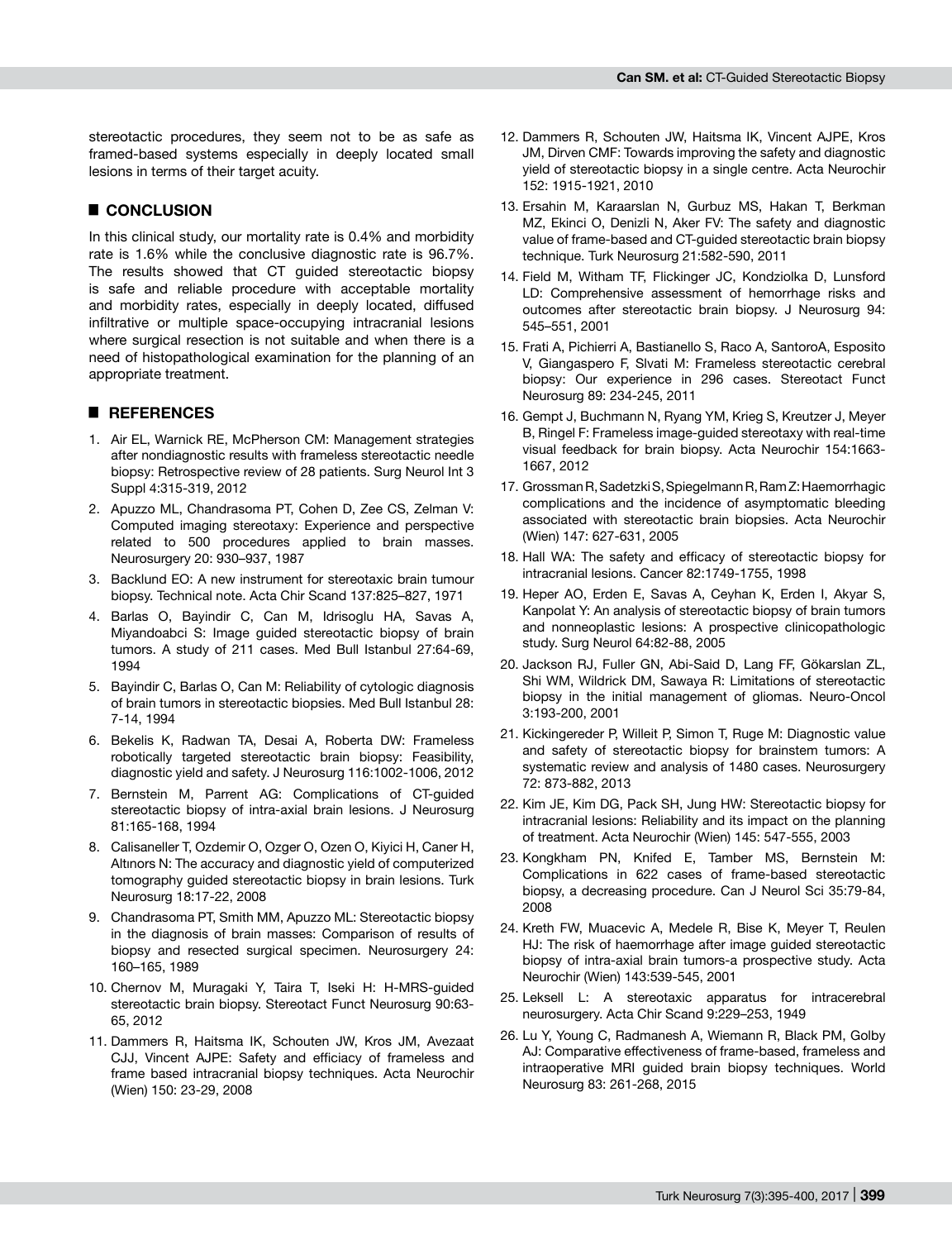stereotactic procedures, they seem not to be as safe as framed-based systems especially in deeply located small lesions in terms of their target acuity.

## ■ CONCLUSION

In this clinical study, our mortality rate is 0.4% and morbidity rate is 1.6% while the conclusive diagnostic rate is 96.7%. The results showed that CT guided stereotactic biopsy is safe and reliable procedure with acceptable mortality and morbidity rates, especially in deeply located, diffused infiltrative or multiple space-occupying intracranial lesions where surgical resection is not suitable and when there is a need of histopathological examination for the planning of an appropriate treatment.

## ■ REFERENCES

1. Air EL, Warnick RE, McPherson CM: Management strategies after nondiagnostic results with frameless stereotactic needle biopsy: Retrospective review of 28 patients. Surg Neurol Int 3 Suppl 4:315-319, 2012
2. Apuzzo ML, Chandrasoma PT, Cohen D, Zee CS, Zelman V: Computed imaging stereotaxy: Experience and perspective related to 500 procedures applied to brain masses. Neurosurgery 20: 930–937, 1987
3. Backlund EO: A new instrument for stereotaxic brain tumour biopsy. Technical note. Acta Chir Scand 137:825–827, 1971
4. Barlas O, Bayindir C, Can M, Idrisoglu HA, Savas A, Miyandoabci S: Image guided stereotactic biopsy of brain tumors. A study of 211 cases. Med Bull Istanbul 27:64-69, 1994
5. Bayindir C, Barlas O, Can M: Reliability of cytologic diagnosis of brain tumors in stereotactic biopsies. Med Bull Istanbul 28: 7-14, 1994
6. Bekelis K, Radwan TA, Desai A, Roberta DW: Frameless robotically targeted stereotactic brain biopsy: Feasibility, diagnostic yield and safety. J Neurosurg 116:1002-1006, 2012
7. Bernstein M, Parrent AG: Complications of CT-guided stereotactic biopsy of intra-axial brain lesions. J Neurosurg 81:165-168, 1994
8. Calisaneller T, Ozdemir O, Ozger O, Ozen O, Kiyici H, Caner H, Altınors N: The accuracy and diagnostic yield of computerized tomography guided stereotactic biopsy in brain lesions. Turk Neurosurg 18:17-22, 2008
9. Chandrasoma PT, Smith MM, Apuzzo ML: Stereotactic biopsy in the diagnosis of brain masses: Comparison of results of biopsy and resected surgical specimen. Neurosurgery 24: 160–165, 1989
10. Chernov M, Muragaki Y, Taira T, Iseki H: H-MRS-guided stereotactic brain biopsy. Stereotact Funct Neurosurg 90:63-65, 2012
11. Dammers R, Haitsma IK, Schouten JW, Kros JM, Avezaat CJJ, Vincent AJPE: Safety and efficiacy of frameless and frame based intracranial biopsy techniques. Acta Neurochir (Wien) 150: 23-29, 2008
12. Dammers R, Schouten JW, Haitsma IK, Vincent AJPE, Kros JM, Dirven CMF: Towards improving the safety and diagnostic yield of stereotactic biopsy in a single centre. Acta Neurochir 152: 1915-1921, 2010
13. Ersahin M, Karaarslan N, Gurbuz MS, Hakan T, Berkman MZ, Ekinci O, Denizli N, Aker FV: The safety and diagnostic value of frame-based and CT-guided stereotactic brain biopsy technique. Turk Neurosurg 21:582-590, 2011
14. Field M, Witham TF, Flickinger JC, Kondziolka D, Lunsford LD: Comprehensive assessment of hemorrhage risks and outcomes after stereotactic brain biopsy. J Neurosurg 94: 545–551, 2001
15. Frati A, Pichierri A, Bastianello S, Raco A, SantoroA, Esposito V, Giangaspero F, Slvati M: Frameless stereotactic cerebral biopsy: Our experience in 296 cases. Stereotact Funct Neurosurg 89: 234-245, 2011
16. Gempt J, Buchmann N, Ryang YM, Krieg S, Kreutzer J, Meyer B, Ringel F: Frameless image-guided stereotaxy with real-time visual feedback for brain biopsy. Acta Neurochir 154:1663-1667, 2012
17. Grossman R, Sadetzki S, Spiegelmann R, Ram Z: Haemorrhagic complications and the incidence of asymptomatic bleeding associated with stereotactic brain biopsies. Acta Neurochir (Wien) 147: 627-631, 2005
18. Hall WA: The safety and efficacy of stereotactic biopsy for intracranial lesions. Cancer 82:1749-1755, 1998
19. Heper AO, Erden E, Savas A, Ceyhan K, Erden I, Akyar S, Kanpolat Y: An analysis of stereotactic biopsy of brain tumors and nonneoplastic lesions: A prospective clinicopathologic study. Surg Neurol 64:82-88, 2005
20. Jackson RJ, Fuller GN, Abi-Said D, Lang FF, Gökarslan ZL, Shi WM, Wildrick DM, Sawaya R: Limitations of stereotactic biopsy in the initial management of gliomas. Neuro-Oncol 3:193-200, 2001
21. Kickingereder P, Willeit P, Simon T, Ruge M: Diagnostic value and safety of stereotactic biopsy for brainstem tumors: A systematic review and analysis of 1480 cases. Neurosurgery 72: 873-882, 2013
22. Kim JE, Kim DG, Pack SH, Jung HW: Stereotactic biopsy for intracranial lesions: Reliability and its impact on the planning of treatment. Acta Neurochir (Wien) 145: 547-555, 2003
23. Kongkham PN, Knifed E, Tamber MS, Bernstein M: Complications in 622 cases of frame-based stereotactic biopsy, a decreasing procedure. Can J Neurol Sci 35:79-84, 2008
24. Kreth FW, Muacevic A, Medele R, Bise K, Meyer T, Reulen HJ: The risk of haemorrhage after image guided stereotactic biopsy of intra-axial brain tumors-a prospective study. Acta Neurochir (Wien) 143:539-545, 2001
25. Leksell L: A stereotaxic apparatus for intracerebral neurosurgery. Acta Chir Scand 9:229–253, 1949
26. Lu Y, Young C, Radmanesh A, Wiemann R, Black PM, Golby AJ: Comparative effectiveness of frame-based, frameless and intraoperative MRI guided brain biopsy techniques. World Neurosurg 83: 261-268, 2015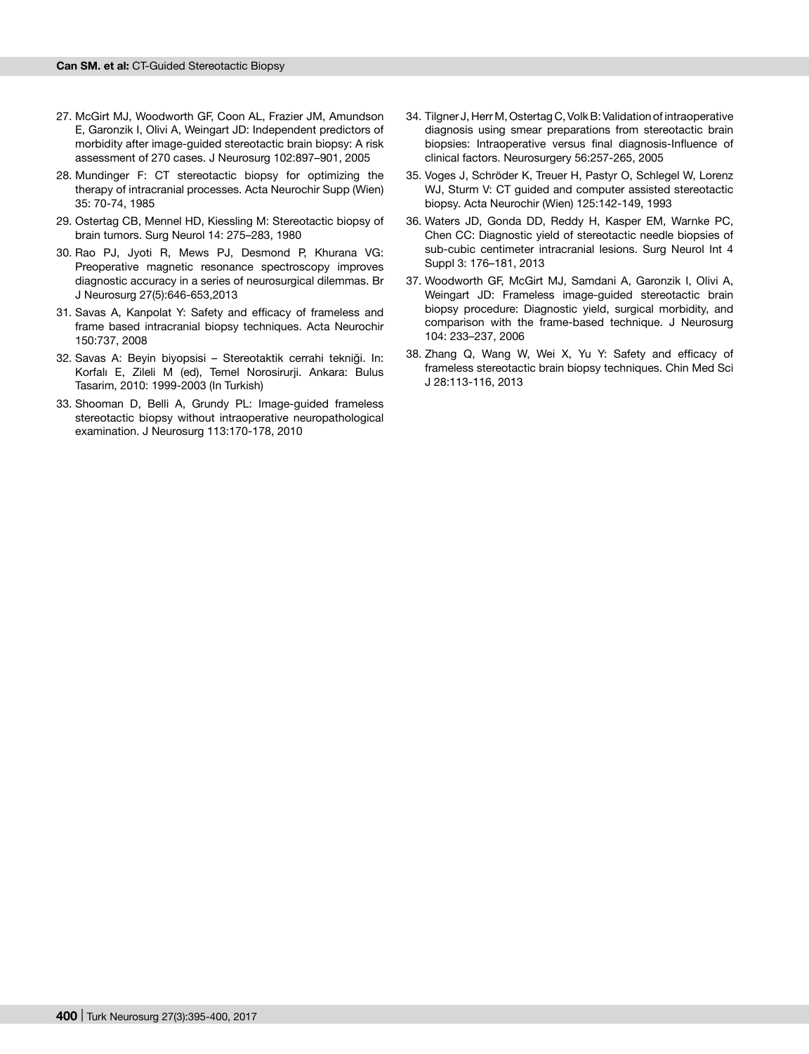27. McGirt MJ, Woodworth GF, Coon AL, Frazier JM, Amundson E, Garonzik I, Olivi A, Weingart JD: Independent predictors of morbidity after image-guided stereotactic brain biopsy: A risk assessment of 270 cases. J Neurosurg 102:897–901, 2005
28. Mundinger F: CT stereotactic biopsy for optimizing the therapy of intracranial processes. Acta Neurochir Supp (Wien) 35: 70-74, 1985
29. Ostertag CB, Mennel HD, Kiessling M: Stereotactic biopsy of brain tumors. Surg Neurol 14: 275–283, 1980
30. Rao PJ, Jyoti R, Mews PJ, Desmond P, Khurana VG: Preoperative magnetic resonance spectroscopy improves diagnostic accuracy in a series of neurosurgical dilemmas. Br J Neurosurg 27(5):646-653,2013
31. Savas A, Kanpolat Y: Safety and efficacy of frameless and frame based intracranial biopsy techniques. Acta Neurochir 150:737, 2008
32. Savas A: Beyin biyopsisi – Stereotaktik cerrahi tekniği. In: Korfalı E, Zileli M (ed), Temel Norosirurji. Ankara: Bulus Tasarim, 2010: 1999-2003 (In Turkish)
33. Shooman D, Belli A, Grundy PL: Image-guided frameless stereotactic biopsy without intraoperative neuropathological examination. J Neurosurg 113:170-178, 2010
34. Tilgner J, Herr M, Ostertag C, Volk B: Validation of intraoperative diagnosis using smear preparations from stereotactic brain biopsies: Intraoperative versus final diagnosis-Influence of clinical factors. Neurosurgery 56:257-265, 2005
35. Voges J, Schröder K, Treuer H, Pastyr O, Schlegel W, Lorenz WJ, Sturm V: CT guided and computer assisted stereotactic biopsy. Acta Neurochir (Wien) 125:142-149, 1993
36. Waters JD, Gonda DD, Reddy H, Kasper EM, Warnke PC, Chen CC: Diagnostic yield of stereotactic needle biopsies of sub-cubic centimeter intracranial lesions. Surg Neurol Int 4 Suppl 3: 176–181, 2013
37. Woodworth GF, McGirt MJ, Samdani A, Garonzik I, Olivi A, Weingart JD: Frameless image-guided stereotactic brain biopsy procedure: Diagnostic yield, surgical morbidity, and comparison with the frame-based technique. J Neurosurg 104: 233–237, 2006
38. Zhang Q, Wang W, Wei X, Yu Y: Safety and efficacy of frameless stereotactic brain biopsy techniques. Chin Med Sci J 28:113-116, 2013